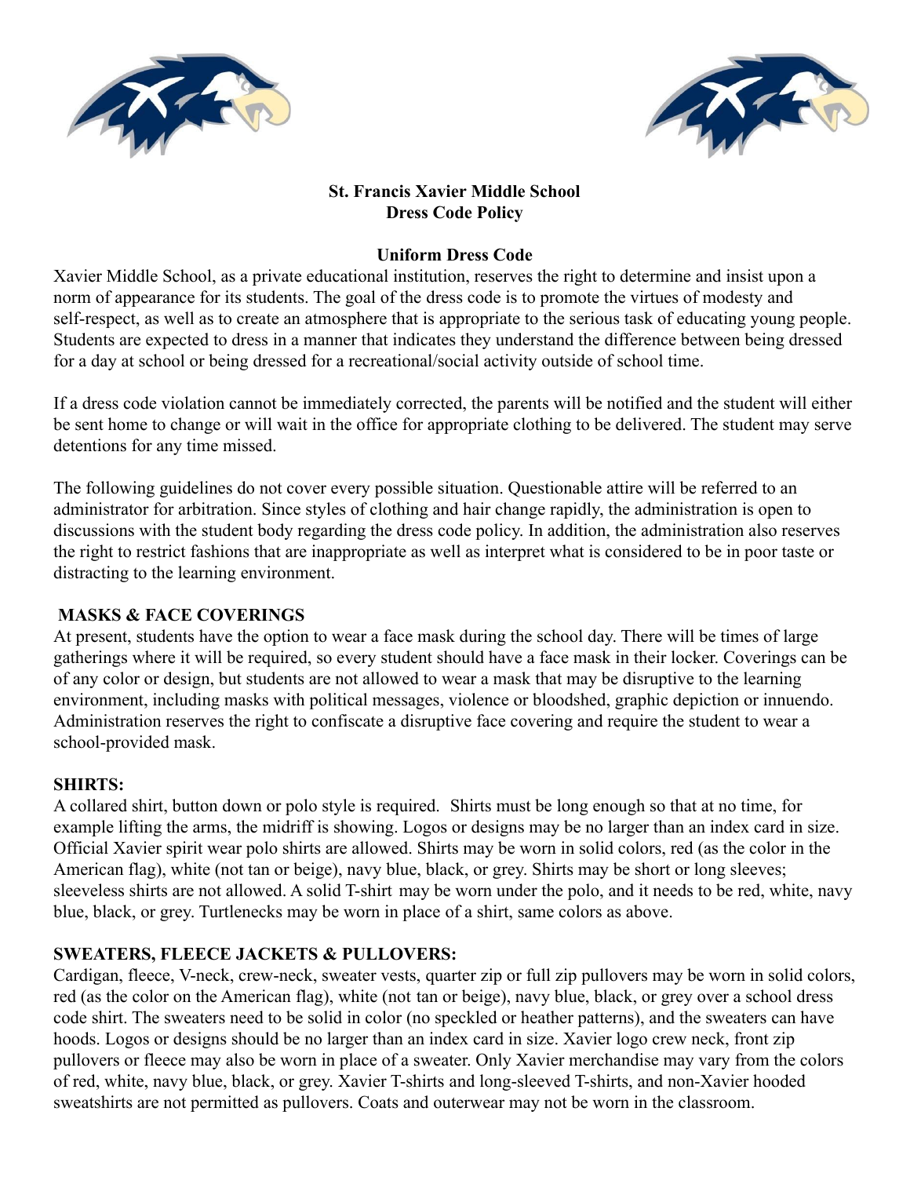# St. Francis Xavier Middle School
# Dress Code Policy

## Uniform Dress Code

Xavier Middle School, as a private educational institution, reserves the right to determine and insist upon a norm of appearance for its students. The goal of the dress code is to promote the virtues of modesty and self-respect, as well as to create an atmosphere that is appropriate to the serious task of educating young people. Students are expected to dress in a manner that indicates they understand the difference between being dressed for a day at school or being dressed for a recreational/social activity outside of school time.

If a dress code violation cannot be immediately corrected, the parents will be notified and the student will either be sent home to change or will wait in the office for appropriate clothing to be delivered. The student may serve detentions for any time missed.

The following guidelines do not cover every possible situation. Questionable attire will be referred to an administrator for arbitration. Since styles of clothing and hair change rapidly, the administration is open to discussions with the student body regarding the dress code policy. In addition, the administration also reserves the right to restrict fashions that are inappropriate as well as interpret what is considered to be in poor taste or distracting to the learning environment.

### MASKS & FACE COVERINGS

At present, students have the option to wear a face mask during the school day. There will be times of large gatherings where it will be required, so every student should have a face mask in their locker. Coverings can be of any color or design, but students are not allowed to wear a mask that may be disruptive to the learning environment, including masks with political messages, violence or bloodshed, graphic depiction or innuendo. Administration reserves the right to confiscate a disruptive face covering and require the student to wear a school-provided mask.

### SHIRTS:

A collared shirt, button down or polo style is required. Shirts must be long enough so that at no time, for example lifting the arms, the midriff is showing. Logos or designs may be no larger than an index card in size. Official Xavier spirit wear polo shirts are allowed. Shirts may be worn in solid colors, red (as the color in the American flag), white (not tan or beige), navy blue, black, or grey. Shirts may be short or long sleeves; sleeveless shirts are not allowed. A solid T-shirt may be worn under the polo, and it needs to be red, white, navy blue, black, or grey. Turtlenecks may be worn in place of a shirt, same colors as above.

### SWEATERS, FLEECE JACKETS & PULLOVERS:

Cardigan, fleece, V-neck, crew-neck, sweater vests, quarter zip or full zip pullovers may be worn in solid colors, red (as the color on the American flag), white (not tan or beige), navy blue, black, or grey over a school dress code shirt. The sweaters need to be solid in color (no speckled or heather patterns), and the sweaters can have hoods. Logos or designs should be no larger than an index card in size. Xavier logo crew neck, front zip pullovers or fleece may also be worn in place of a sweater. Only Xavier merchandise may vary from the colors of red, white, navy blue, black, or grey. Xavier T-shirts and long-sleeved T-shirts, and non-Xavier hooded sweatshirts are not permitted as pullovers. Coats and outerwear may not be worn in the classroom.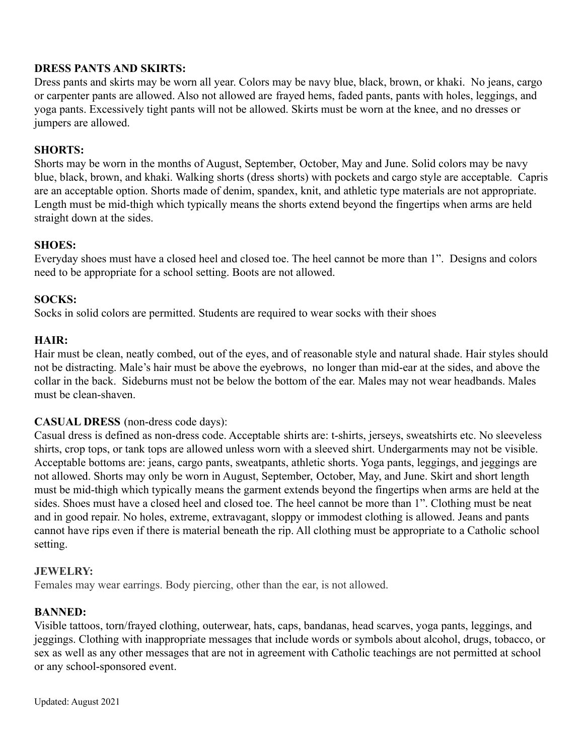**DRESS PANTS AND SKIRTS:**
Dress pants and skirts may be worn all year. Colors may be navy blue, black, brown, or khaki. No jeans, cargo or carpenter pants are allowed. Also not allowed are frayed hems, faded pants, pants with holes, leggings, and yoga pants. Excessively tight pants will not be allowed. Skirts must be worn at the knee, and no dresses or jumpers are allowed.

**SHORTS:**
Shorts may be worn in the months of August, September, October, May and June. Solid colors may be navy blue, black, brown, and khaki. Walking shorts (dress shorts) with pockets and cargo style are acceptable. Capris are an acceptable option. Shorts made of denim, spandex, knit, and athletic type materials are not appropriate. Length must be mid-thigh which typically means the shorts extend beyond the fingertips when arms are held straight down at the sides.

**SHOES:**
Everyday shoes must have a closed heel and closed toe. The heel cannot be more than 1". Designs and colors need to be appropriate for a school setting. Boots are not allowed.

**SOCKS:**
Socks in solid colors are permitted. Students are required to wear socks with their shoes

**HAIR:**
Hair must be clean, neatly combed, out of the eyes, and of reasonable style and natural shade. Hair styles should not be distracting. Male's hair must be above the eyebrows, no longer than mid-ear at the sides, and above the collar in the back. Sideburns must not be below the bottom of the ear. Males may not wear headbands. Males must be clean-shaven.

**CASUAL DRESS** (non-dress code days):
Casual dress is defined as non-dress code. Acceptable shirts are: t-shirts, jerseys, sweatshirts etc. No sleeveless shirts, crop tops, or tank tops are allowed unless worn with a sleeved shirt. Undergarments may not be visible. Acceptable bottoms are: jeans, cargo pants, sweatpants, athletic shorts. Yoga pants, leggings, and jeggings are not allowed. Shorts may only be worn in August, September, October, May, and June. Skirt and short length must be mid-thigh which typically means the garment extends beyond the fingertips when arms are held at the sides. Shoes must have a closed heel and closed toe. The heel cannot be more than 1". Clothing must be neat and in good repair. No holes, extreme, extravagant, sloppy or immodest clothing is allowed. Jeans and pants cannot have rips even if there is material beneath the rip. All clothing must be appropriate to a Catholic school setting.

**JEWELRY:**
Females may wear earrings. Body piercing, other than the ear, is not allowed.

**BANNED:**
Visible tattoos, torn/frayed clothing, outerwear, hats, caps, bandanas, head scarves, yoga pants, leggings, and jeggings. Clothing with inappropriate messages that include words or symbols about alcohol, drugs, tobacco, or sex as well as any other messages that are not in agreement with Catholic teachings are not permitted at school or any school-sponsored event.

Updated: August 2021